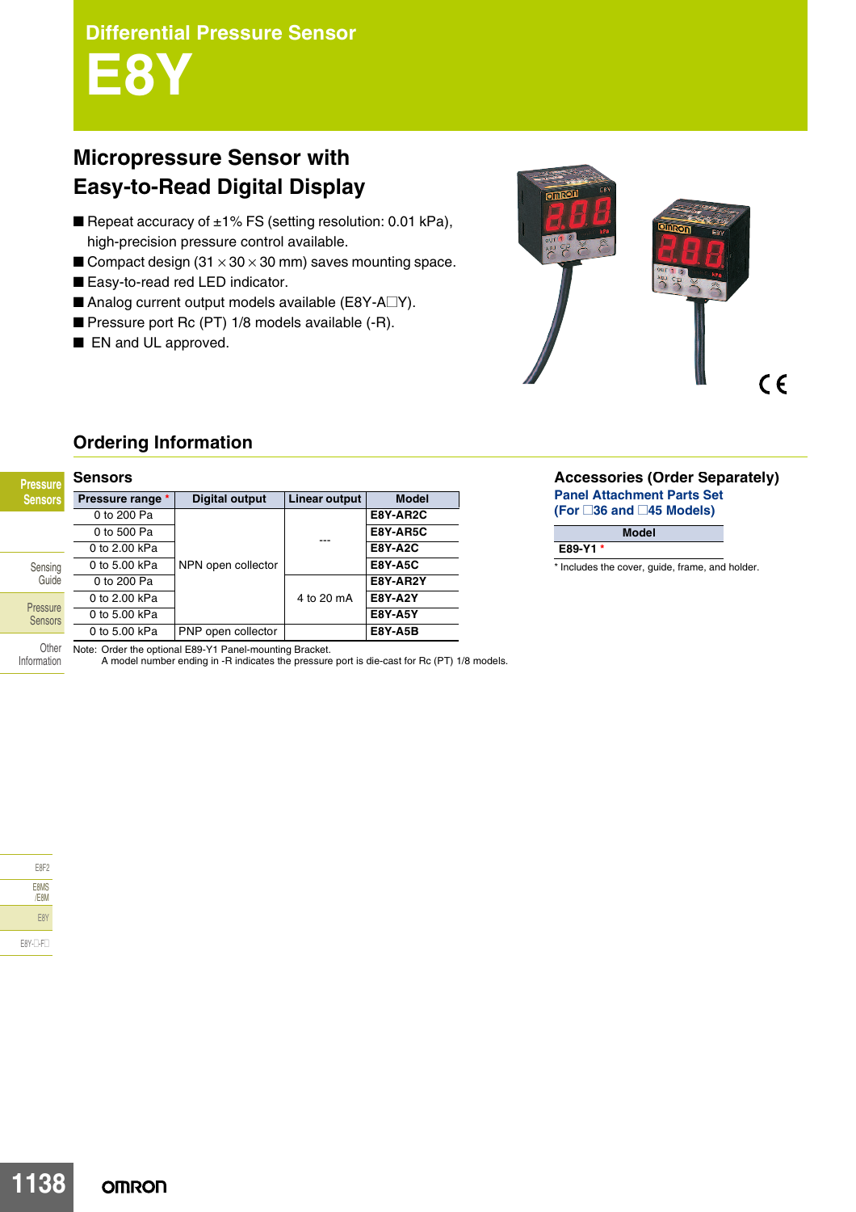# Differential Pressure Sensor

# E8Y

## Micropressure Sensor with Easy-to-Read Digital Display

- Repeat accuracy of ±1% FS (setting resolution: 0.01 kPa), high-precision pressure control available.
- Compact design (31 × 30 × 30 mm) saves mounting space.
- Easy-to-read red LED indicator.
- Analog current output models available (E8Y-A□Y).
- Pressure port Rc (PT) 1/8 models available (-R).
- EN and UL approved.

## Ordering Information

### Sensors

| Pressure range * | Digital output | Linear output | Model |
|---|---|---|---|
| 0 to 200 Pa | NPN open collector | --- | E8Y-AR2C |
| 0 to 500 Pa | | | E8Y-AR5C |
| 0 to 2.00 kPa | | | E8Y-A2C |
| 0 to 5.00 kPa | | | E8Y-A5C |
| 0 to 200 Pa | | 4 to 20 mA | E8Y-AR2Y |
| 0 to 2.00 kPa | | | E8Y-A2Y |
| 0 to 5.00 kPa | | | E8Y-A5Y |
| 0 to 5.00 kPa | PNP open collector | | E8Y-A5B |

Note: Order the optional E89-Y1 Panel-mounting Bracket.
A model number ending in -R indicates the pressure port is die-cast for Rc (PT) 1/8 models.

### Accessories (Order Separately)

**Panel Attachment Parts Set (For □36 and □45 Models)**

| Model |
|---|
| E89-Y1 * |

* Includes the cover, guide, frame, and holder.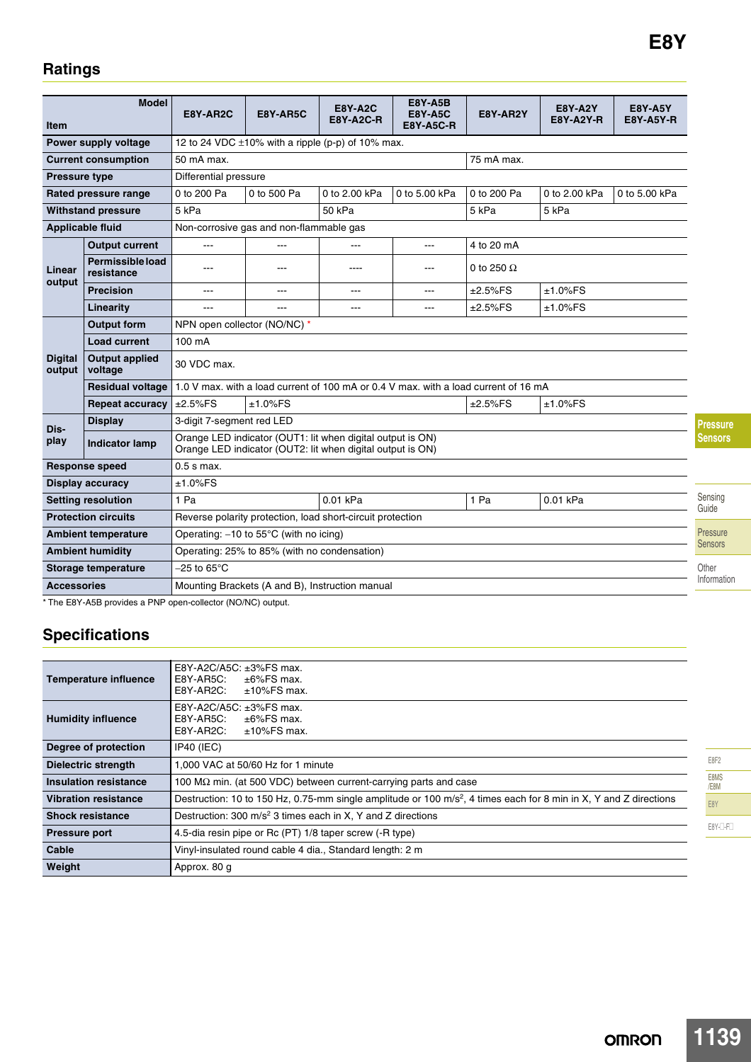## Ratings

| Item | | E8Y-AR2C | E8Y-AR5C | E8Y-A2C<br>E8Y-A2C-R | E8Y-A5B<br>E8Y-A5C<br>E8Y-A5C-R | E8Y-AR2Y | E8Y-A2Y<br>E8Y-A2Y-R | E8Y-A5Y<br>E8Y-A5Y-R |
|---|---|---|---|---|---|---|---|---|
| Power supply voltage | | 12 to 24 VDC ±10% with a ripple (p-p) of 10% max. | | | | | | |
| Current consumption | | 50 mA max. | | | | 75 mA max. | | |
| Pressure type | | Differential pressure | | | | | | |
| Rated pressure range | | 0 to 200 Pa | 0 to 500 Pa | 0 to 2.00 kPa | 0 to 5.00 kPa | 0 to 200 Pa | 0 to 2.00 kPa | 0 to 5.00 kPa |
| Withstand pressure | | 5 kPa | | 50 kPa | | 5 kPa | 5 kPa | |
| Applicable fluid | | Non-corrosive gas and non-flammable gas | | | | | | |
| Linear output | Output current | --- | --- | --- | --- | 4 to 20 mA | | |
| | Permissible load resistance | --- | --- | ---- | --- | 0 to 250 Ω | | |
| | Precision | --- | --- | --- | --- | ±2.5%FS | ±1.0%FS | |
| | Linearity | --- | --- | --- | --- | ±2.5%FS | ±1.0%FS | |
| Digital output | Output form | NPN open collector (NO/NC) * | | | | | | |
| | Load current | 100 mA | | | | | | |
| | Output applied voltage | 30 VDC max. | | | | | | |
| | Residual voltage | 1.0 V max. with a load current of 100 mA or 0.4 V max. with a load current of 16 mA | | | | | | |
| | Repeat accuracy | ±2.5%FS | ±1.0%FS | | | ±2.5%FS | ±1.0%FS | |
| Display | Display | 3-digit 7-segment red LED | | | | | | |
| | Indicator lamp | Orange LED indicator (OUT1: lit when digital output is ON)<br>Orange LED indicator (OUT2: lit when digital output is ON) | | | | | | |
| Response speed | | 0.5 s max. | | | | | | |
| Display accuracy | | ±1.0%FS | | | | | | |
| Setting resolution | | 1 Pa | | 0.01 kPa | | 1 Pa | 0.01 kPa | |
| Protection circuits | | Reverse polarity protection, load short-circuit protection | | | | | | |
| Ambient temperature | | Operating: –10 to 55°C (with no icing) | | | | | | |
| Ambient humidity | | Operating: 25% to 85% (with no condensation) | | | | | | |
| Storage temperature | | –25 to 65°C | | | | | | |
| Accessories | | Mounting Brackets (A and B), Instruction manual | | | | | | |

* The E8Y-A5B provides a PNP open-collector (NO/NC) output.

## Specifications

| Item | Specification |
|---|---|
| Temperature influence | E8Y-A2C/A5C: ±3%FS max.<br>E8Y-AR5C: ±6%FS max.<br>E8Y-AR2C: ±10%FS max. |
| Humidity influence | E8Y-A2C/A5C: ±3%FS max.<br>E8Y-AR5C: ±6%FS max.<br>E8Y-AR2C: ±10%FS max. |
| Degree of protection | IP40 (IEC) |
| Dielectric strength | 1,000 VAC at 50/60 Hz for 1 minute |
| Insulation resistance | 100 MΩ min. (at 500 VDC) between current-carrying parts and case |
| Vibration resistance | Destruction: 10 to 150 Hz, 0.75-mm single amplitude or 100 m/s², 4 times each for 8 min in X, Y and Z directions |
| Shock resistance | Destruction: 300 m/s² 3 times each in X, Y and Z directions |
| Pressure port | 4.5-dia resin pipe or Rc (PT) 1/8 taper screw (-R type) |
| Cable | Vinyl-insulated round cable 4 dia., Standard length: 2 m |
| Weight | Approx. 80 g |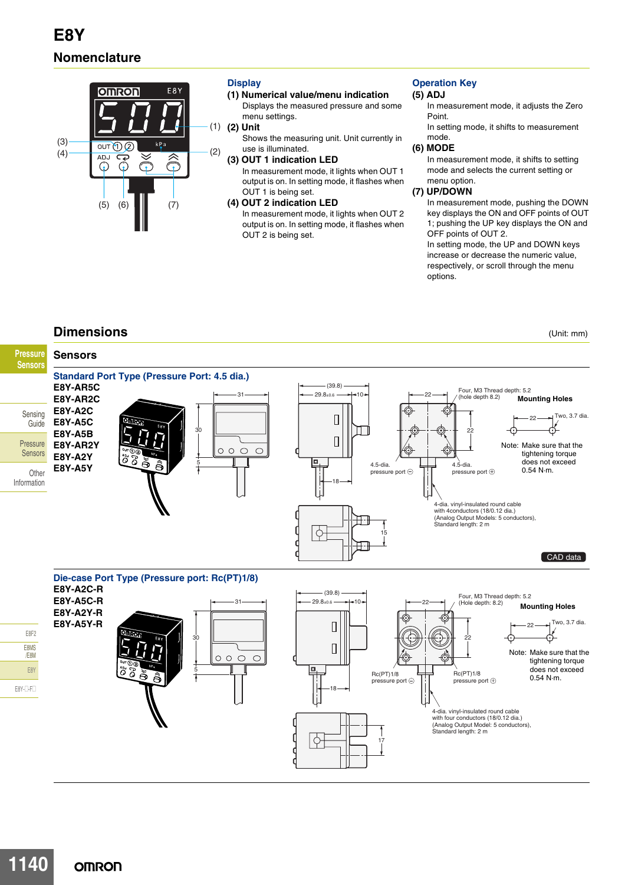# E8Y

## Nomenclature

### Display

**(1) Numerical value/menu indication**
Displays the measured pressure and some menu settings.

**(2) Unit**
Shows the measuring unit. Unit currently in use is illuminated.

**(3) OUT 1 indication LED**
In measurement mode, it lights when OUT 1 output is on. In setting mode, it flashes when OUT 1 is being set.

**(4) OUT 2 indication LED**
In measurement mode, it lights when OUT 2 output is on. In setting mode, it flashes when OUT 2 is being set.

### Operation Key

**(5) ADJ**
In measurement mode, it adjusts the Zero Point.
In setting mode, it shifts to measurement mode.

**(6) MODE**
In measurement mode, it shifts to setting mode and selects the current setting or menu option.

**(7) UP/DOWN**
In measurement mode, pushing the DOWN key displays the ON and OFF points of OUT 1; pushing the UP key displays the ON and OFF points of OUT 2.
In setting mode, the UP and DOWN keys increase or decrease the numeric value, respectively, or scroll through the menu options.

## Dimensions

(Unit: mm)

### Sensors

#### Standard Port Type (Pressure Port: 4.5 dia.)

E8Y-AR5C
E8Y-AR2C
E8Y-A2C
E8Y-A5C
E8Y-A5B
E8Y-AR2Y
E8Y-A2Y
E8Y-A5Y

Four, M3 Thread depth: 5.2 (hole depth 8.2)

4.5-dia. pressure port ⊖
4.5-dia. pressure port ⊕

4-dia. vinyl-insulated round cable with 4conductors (18/0.12 dia.) (Analog Output Models: 5 conductors), Standard length: 2 m

**Mounting Holes**

Two, 3.7 dia.

Note: Make sure that the tightening torque does not exceed 0.54 N·m.

CAD data

#### Die-case Port Type (Pressure port: Rc(PT)1/8)

E8Y-A2C-R
E8Y-A5C-R
E8Y-A2Y-R
E8Y-A5Y-R

Four, M3 Thread depth: 5.2 (Hole depth: 8.2)

Rc(PT)1/8 pressure port ⊖
Rc(PT)1/8 pressure port ⊕

4-dia. vinyl-insulated round cable with four conductors (18/0.12 dia.) (Analog Output Model: 5 conductors), Standard length: 2 m

**Mounting Holes**

Two, 3.7 dia.

Note: Make sure that the tightening torque does not exceed 0.54 N·m.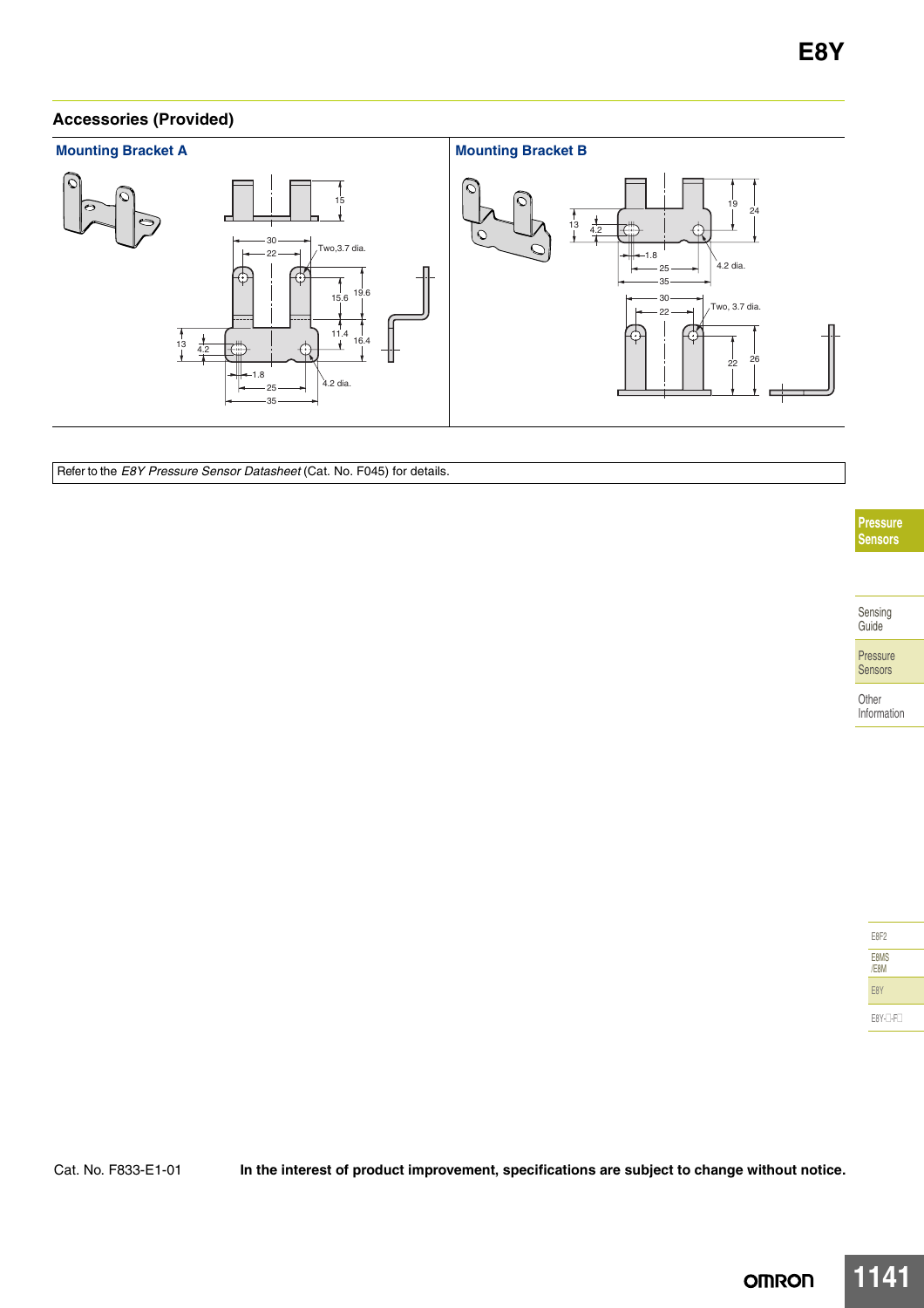## Accessories (Provided)

### Mounting Bracket A

15

30

22

Two,3.7 dia.

19.6

15.6

11.4

16.4

13

4.2

1.8

25

35

4.2 dia.

### Mounting Bracket B

13

4.2

19

24

1.8

25

35

4.2 dia.

30

22

Two, 3.7 dia.

22

26

Refer to the *E8Y Pressure Sensor Datasheet* (Cat. No. F045) for details.

Cat. No. F833-E1-01

**In the interest of product improvement, specifications are subject to change without notice.**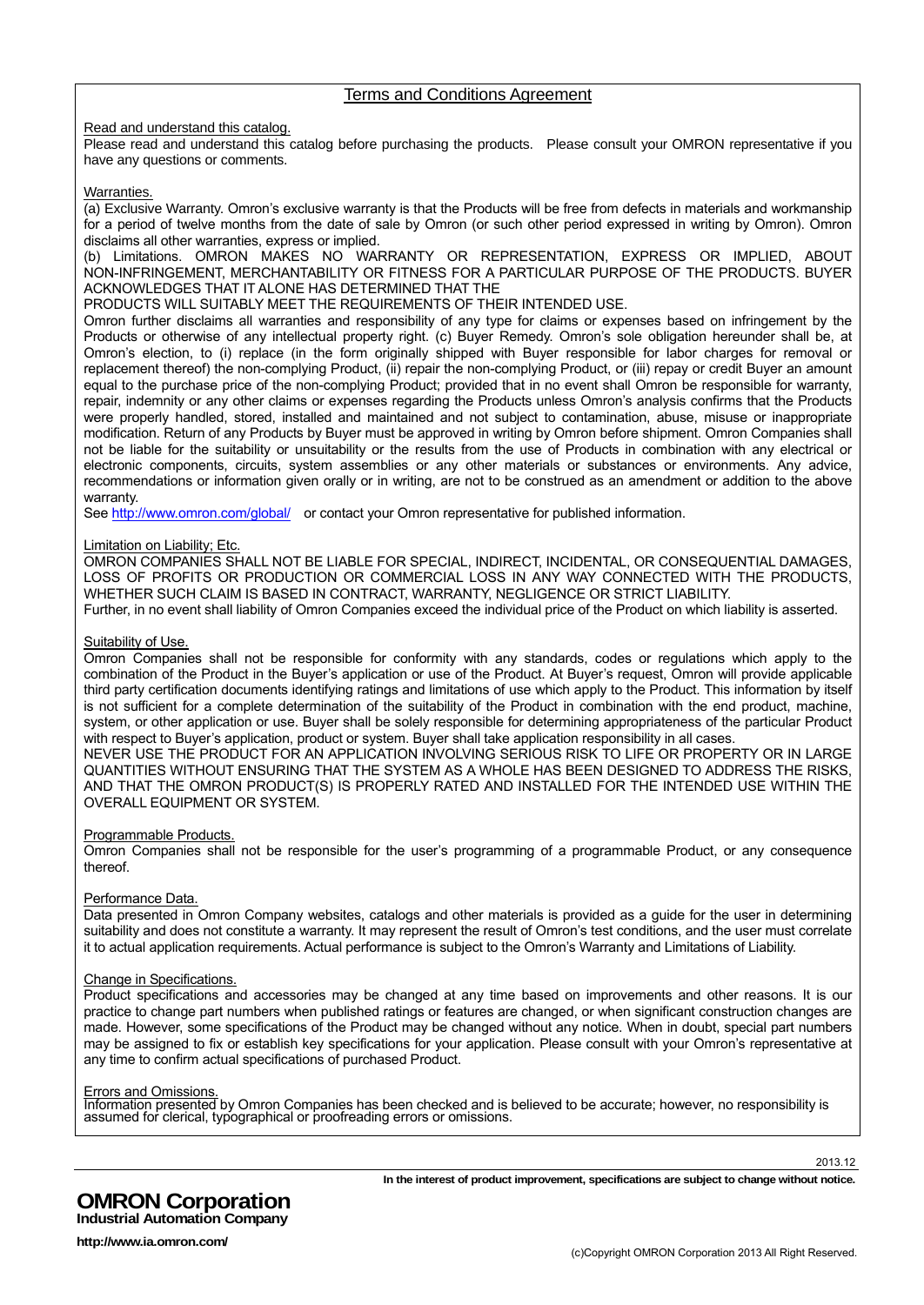## Terms and Conditions Agreement

Read and understand this catalog.

Please read and understand this catalog before purchasing the products. Please consult your OMRON representative if you have any questions or comments.

Warranties.

(a) Exclusive Warranty. Omron's exclusive warranty is that the Products will be free from defects in materials and workmanship for a period of twelve months from the date of sale by Omron (or such other period expressed in writing by Omron). Omron disclaims all other warranties, express or implied.

(b) Limitations. OMRON MAKES NO WARRANTY OR REPRESENTATION, EXPRESS OR IMPLIED, ABOUT NON-INFRINGEMENT, MERCHANTABILITY OR FITNESS FOR A PARTICULAR PURPOSE OF THE PRODUCTS. BUYER ACKNOWLEDGES THAT IT ALONE HAS DETERMINED THAT THE PRODUCTS WILL SUITABLY MEET THE REQUIREMENTS OF THEIR INTENDED USE.

Omron further disclaims all warranties and responsibility of any type for claims or expenses based on infringement by the Products or otherwise of any intellectual property right. (c) Buyer Remedy. Omron's sole obligation hereunder shall be, at Omron's election, to (i) replace (in the form originally shipped with Buyer responsible for labor charges for removal or replacement thereof) the non-complying Product, (ii) repair the non-complying Product, or (iii) repay or credit Buyer an amount equal to the purchase price of the non-complying Product; provided that in no event shall Omron be responsible for warranty, repair, indemnity or any other claims or expenses regarding the Products unless Omron's analysis confirms that the Products were properly handled, stored, installed and maintained and not subject to contamination, abuse, misuse or inappropriate modification. Return of any Products by Buyer must be approved in writing by Omron before shipment. Omron Companies shall not be liable for the suitability or unsuitability or the results from the use of Products in combination with any electrical or electronic components, circuits, system assemblies or any other materials or substances or environments. Any advice, recommendations or information given orally or in writing, are not to be construed as an amendment or addition to the above warranty.

See http://www.omron.com/global/ or contact your Omron representative for published information.

Limitation on Liability; Etc.

OMRON COMPANIES SHALL NOT BE LIABLE FOR SPECIAL, INDIRECT, INCIDENTAL, OR CONSEQUENTIAL DAMAGES, LOSS OF PROFITS OR PRODUCTION OR COMMERCIAL LOSS IN ANY WAY CONNECTED WITH THE PRODUCTS, WHETHER SUCH CLAIM IS BASED IN CONTRACT, WARRANTY, NEGLIGENCE OR STRICT LIABILITY.

Further, in no event shall liability of Omron Companies exceed the individual price of the Product on which liability is asserted.

Suitability of Use.

Omron Companies shall not be responsible for conformity with any standards, codes or regulations which apply to the combination of the Product in the Buyer's application or use of the Product. At Buyer's request, Omron will provide applicable third party certification documents identifying ratings and limitations of use which apply to the Product. This information by itself is not sufficient for a complete determination of the suitability of the Product in combination with the end product, machine, system, or other application or use. Buyer shall be solely responsible for determining appropriateness of the particular Product with respect to Buyer's application, product or system. Buyer shall take application responsibility in all cases.

NEVER USE THE PRODUCT FOR AN APPLICATION INVOLVING SERIOUS RISK TO LIFE OR PROPERTY OR IN LARGE QUANTITIES WITHOUT ENSURING THAT THE SYSTEM AS A WHOLE HAS BEEN DESIGNED TO ADDRESS THE RISKS, AND THAT THE OMRON PRODUCT(S) IS PROPERLY RATED AND INSTALLED FOR THE INTENDED USE WITHIN THE OVERALL EQUIPMENT OR SYSTEM.

Programmable Products.

Omron Companies shall not be responsible for the user's programming of a programmable Product, or any consequence thereof.

Performance Data.

Data presented in Omron Company websites, catalogs and other materials is provided as a guide for the user in determining suitability and does not constitute a warranty. It may represent the result of Omron's test conditions, and the user must correlate it to actual application requirements. Actual performance is subject to the Omron's Warranty and Limitations of Liability.

Change in Specifications.

Product specifications and accessories may be changed at any time based on improvements and other reasons. It is our practice to change part numbers when published ratings or features are changed, or when significant construction changes are made. However, some specifications of the Product may be changed without any notice. When in doubt, special part numbers may be assigned to fix or establish key specifications for your application. Please consult with your Omron's representative at any time to confirm actual specifications of purchased Product.

Errors and Omissions.

Information presented by Omron Companies has been checked and is believed to be accurate; however, no responsibility is assumed for clerical, typographical or proofreading errors or omissions.

2013.12

**In the interest of product improvement, specifications are subject to change without notice.**

**OMRON Corporation**
**Industrial Automation Company**

**http://www.ia.omron.com/**

(c)Copyright OMRON Corporation 2013 All Right Reserved.